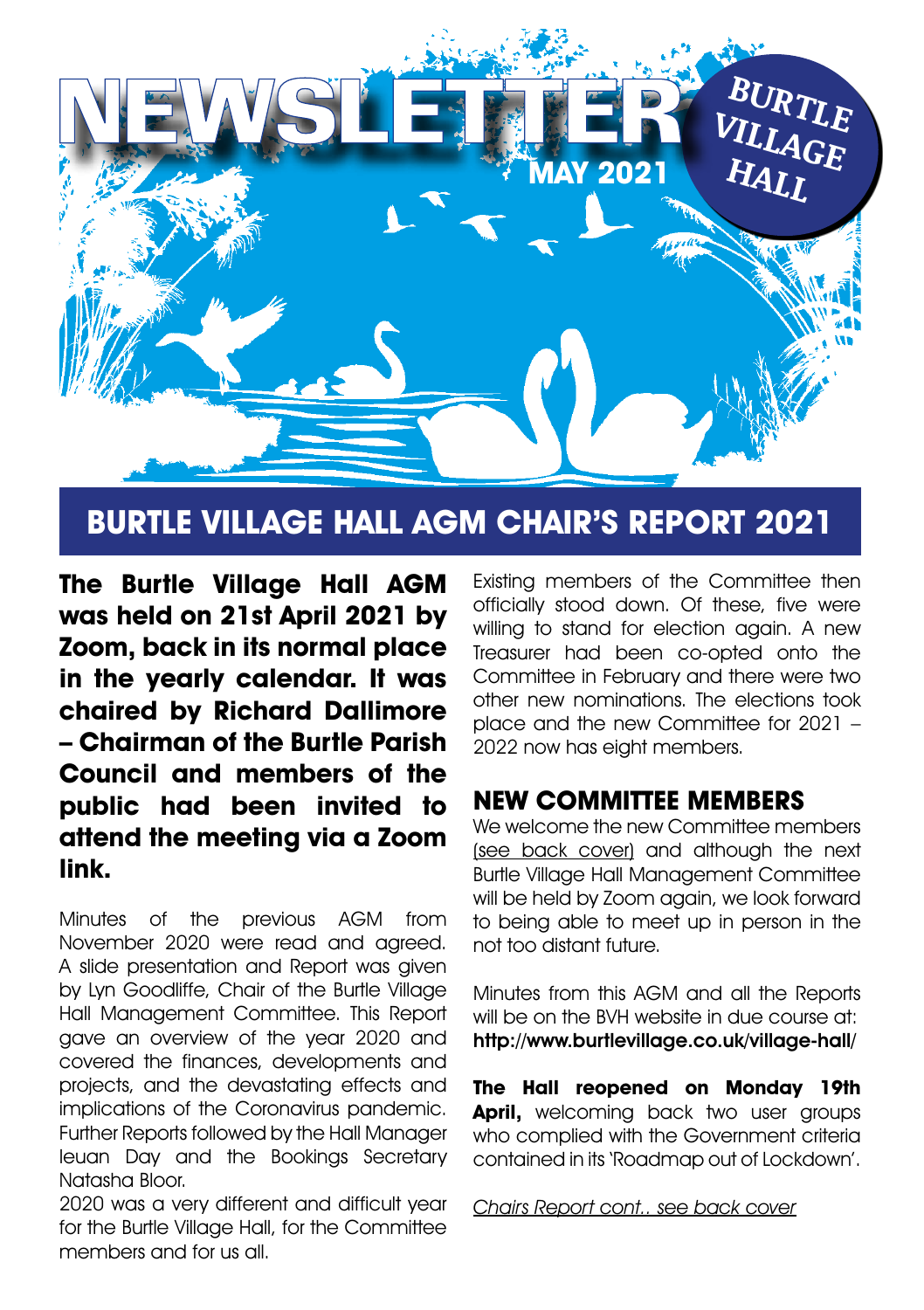# NEWSLETTER

**BURTLE VILLAGE HALL**

**MAY 2021**

## BURTLE VILLAGE HALL AGM CHAIR'S REPORT 2021

**The Burtle Village Hall AGM was held on 21st April 2021 by Zoom, back in its normal place in the yearly calendar. It was chaired by Richard Dallimore – Chairman of the Burtle Parish Council and members of the public had been invited to attend the meeting via a Zoom link.**

Minutes of the previous AGM from November 2020 were read and agreed. A slide presentation and Report was given by Lyn Goodliffe, Chair of the Burtle Village Hall Management Committee. This Report gave an overview of the year 2020 and covered the finances, developments and projects, and the devastating effects and implications of the Coronavirus pandemic. Further Reports followed by the Hall Manager Ieuan Day and the Bookings Secretary Natasha Bloor.

2020 was a very different and difficult year for the Burtle Village Hall, for the Committee members and for us all.

Existing members of the Committee then officially stood down. Of these, five were willing to stand for election again. A new Treasurer had been co-opted onto the Committee in February and there were two other new nominations. The elections took place and the new Committee for 2021 – 2022 now has eight members.

### NEW COMMITTEE MEMBERS

We welcome the new Committee members (see back cover) and although the next Burtle Village Hall Management Committee will be held by Zoom again, we look forward to being able to meet up in person in the not too distant future.

Minutes from this AGM and all the Reports will be on the BVH website in due course at: **http://www.burtlevillage.co.uk/village-hall/**

**The Hall reopened on Monday 19th April,** welcoming back two user groups who complied with the Government criteria contained in its 'Roadmap out of Lockdown'.

*Chairs Report cont.. see back cover*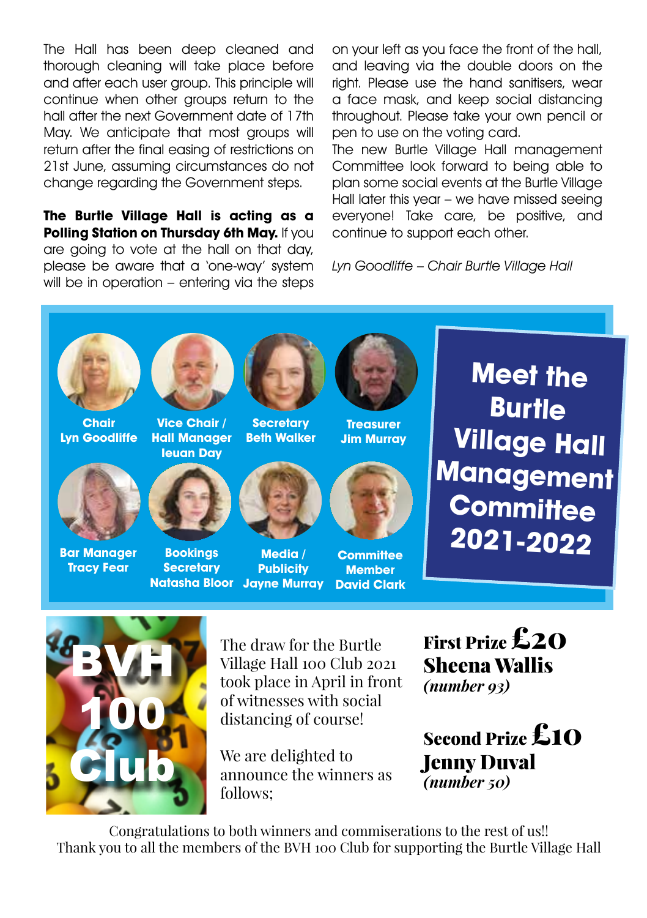The Hall has been deep cleaned and thorough cleaning will take place before and after each user group. This principle will continue when other groups return to the hall after the next Government date of 17th May. We anticipate that most groups will return after the final easing of restrictions on 21st June, assuming circumstances do not change regarding the Government steps.

**The Burtle Village Hall is acting as a Polling Station on Thursday 6th May.** If you are going to vote at the hall on that day, please be aware that a 'one-way' system will be in operation – entering via the steps on your left as you face the front of the hall, and leaving via the double doors on the right. Please use the hand sanitisers, wear a face mask, and keep social distancing throughout. Please take your own pencil or pen to use on the voting card.

The new Burtle Village Hall management Committee look forward to being able to plan some social events at the Burtle Village Hall later this year – we have missed seeing everyone! Take care, be positive, and continue to support each other.

*Lyn Goodliffe – Chair Burtle Village Hall*

## Meet the Burtle Village Hall Management Committee 2021-2022

**Chair**
**Lyn Goodliffe**

**Vice Chair / Hall Manager**
**Ieuan Day**

**Secretary**
**Beth Walker**

**Treasurer**
**Jim Murray**

**Bar Manager**
**Tracy Fear**

**Bookings Secretary**
**Natasha Bloor**

**Media / Publicity**
**Jayne Murray**

**Committee Member**
**David Clark**

## BVH 100 Club

The draw for the Burtle Village Hall 100 Club 2021 took place in April in front of witnesses with social distancing of course!

We are delighted to announce the winners as follows;

**First Prize £20**
**Sheena Wallis**
***(number 93)***

**Second Prize £10**
**Jenny Duval**
***(number 50)***

Congratulations to both winners and commiserations to the rest of us!!
Thank you to all the members of the BVH 100 Club for supporting the Burtle Village Hall